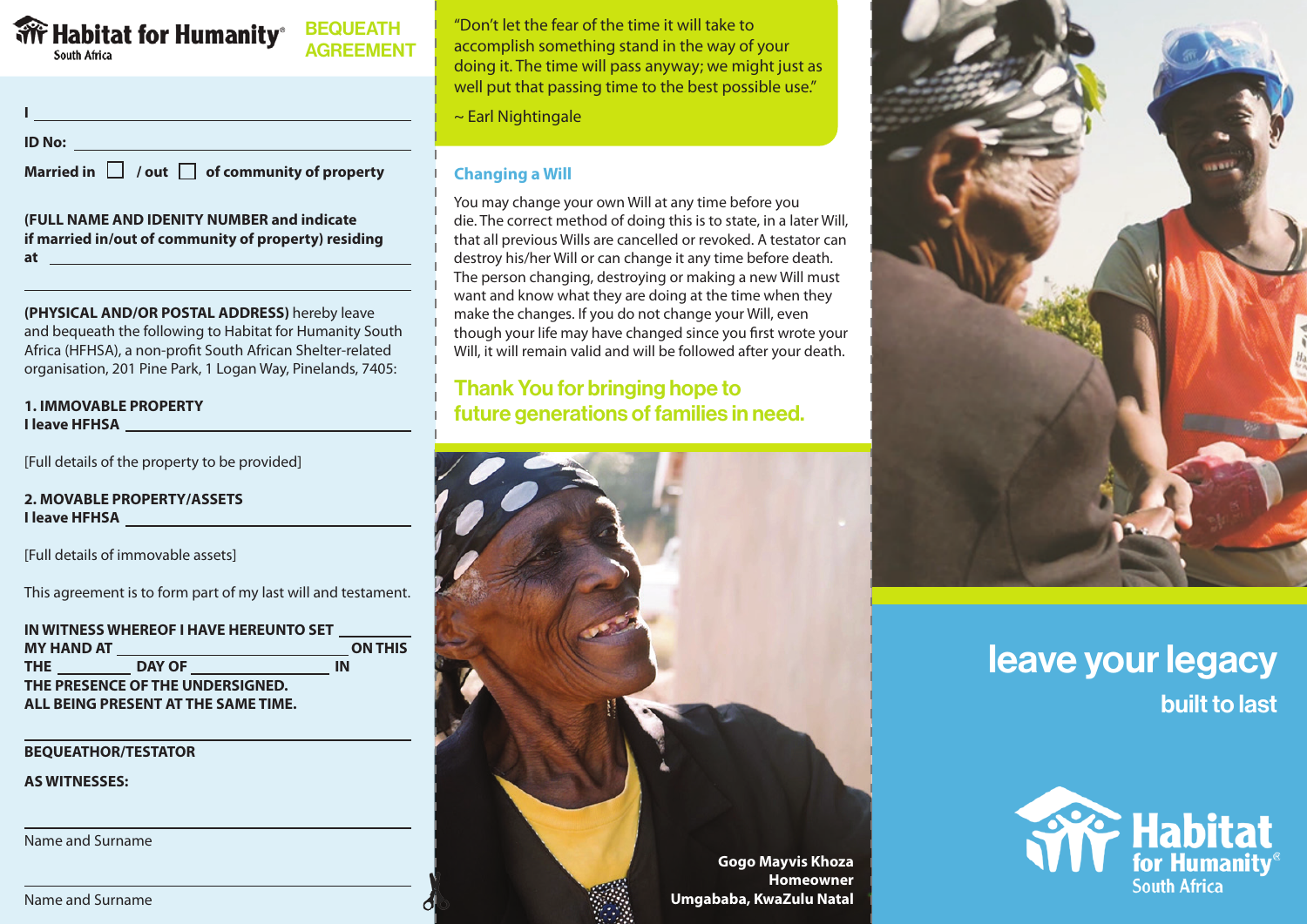**Habitat for Humanity®** South Africa

# BEQUEATH AGREEMENT

I ____________________________________________

ID No: ____________________________________________

Married in ☐ / out ☐ of community of property

**(FULL NAME AND IDENITY NUMBER and indicate if married in/out of community of property) residing at** ____________________________________________

____________________________________________

**(PHYSICAL AND/OR POSTAL ADDRESS)** hereby leave and bequeath the following to Habitat for Humanity South Africa (HFHSA), a non-profit South African Shelter-related organisation, 201 Pine Park, 1 Logan Way, Pinelands, 7405:

**1. IMMOVABLE PROPERTY**
**I leave HFHSA** ____________________________________________

[Full details of the property to be provided]

**2. MOVABLE PROPERTY/ASSETS**
**I leave HFHSA** ____________________________________________

[Full details of immovable assets]

This agreement is to form part of my last will and testament.

**IN WITNESS WHEREOF I HAVE HEREUNTO SET ________ MY HAND AT ______________________ ON THIS THE ________ DAY OF ________________ IN THE PRESENCE OF THE UNDERSIGNED. ALL BEING PRESENT AT THE SAME TIME.**

____________________________________________

**BEQUEATHOR/TESTATOR**

**AS WITNESSES:**

____________________________________________

Name and Surname

____________________________________________

Name and Surname

"Don't let the fear of the time it will take to accomplish something stand in the way of your doing it. The time will pass anyway; we might just as well put that passing time to the best possible use."

~ Earl Nightingale

## Changing a Will

You may change your own Will at any time before you die. The correct method of doing this is to state, in a later Will, that all previous Wills are cancelled or revoked. A testator can destroy his/her Will or can change it any time before death. The person changing, destroying or making a new Will must want and know what they are doing at the time when they make the changes. If you do not change your Will, even though your life may have changed since you first wrote your Will, it will remain valid and will be followed after your death.

## Thank You for bringing hope to future generations of families in need.

**Gogo Mayvis Khoza**
**Homeowner**
**Umgababa, KwaZulu Natal**

# leave your legacy

## built to last

**Habitat for Humanity®** South Africa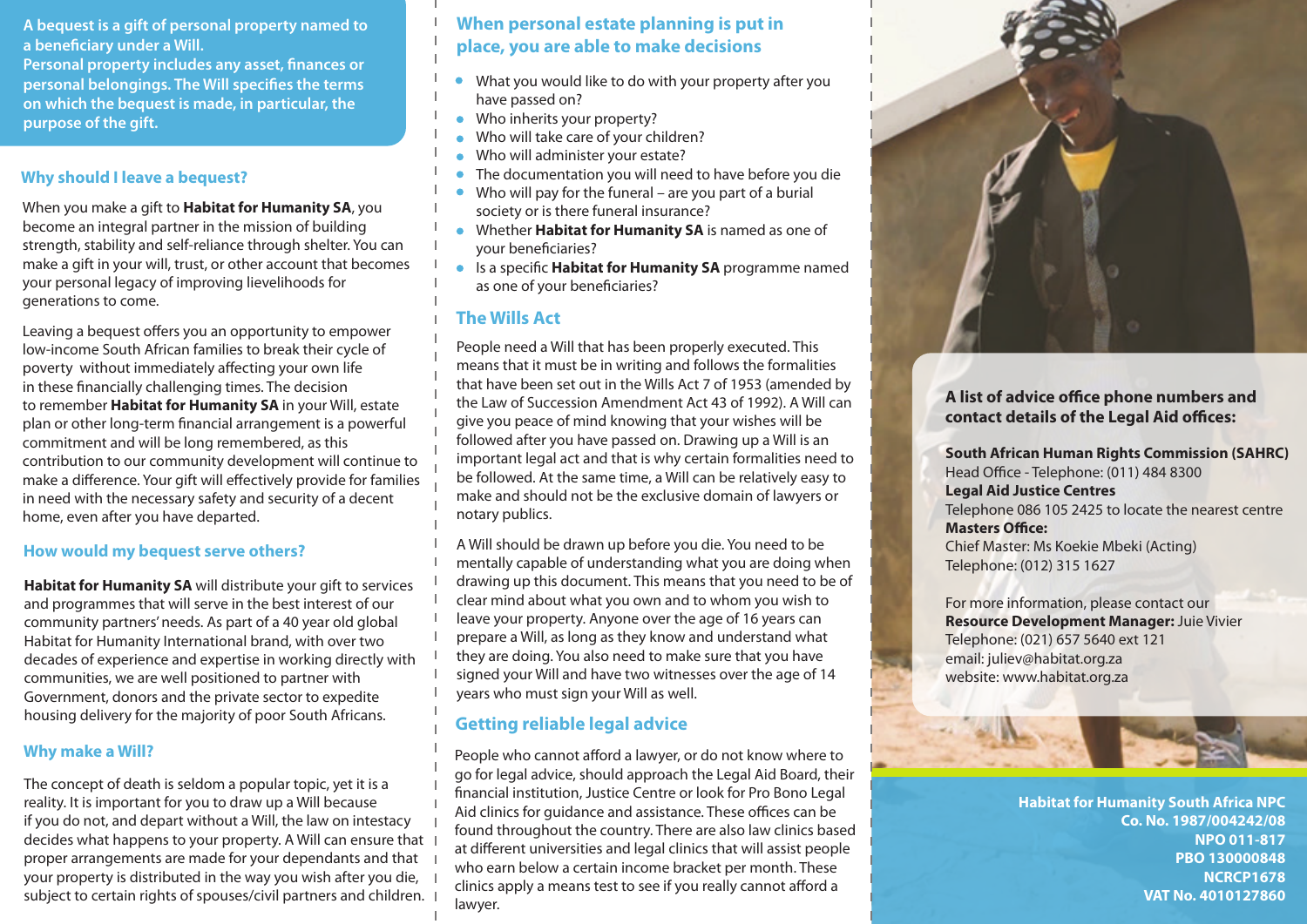**A bequest is a gift of personal property named to a beneficiary under a Will.**
**Personal property includes any asset, finances or personal belongings. The Will specifies the terms on which the bequest is made, in particular, the purpose of the gift.**

## Why should I leave a bequest?

When you make a gift to **Habitat for Humanity SA**, you become an integral partner in the mission of building strength, stability and self-reliance through shelter. You can make a gift in your will, trust, or other account that becomes your personal legacy of improving lievelihoods for generations to come.

Leaving a bequest offers you an opportunity to empower low-income South African families to break their cycle of poverty without immediately affecting your own life in these financially challenging times. The decision to remember **Habitat for Humanity SA** in your Will, estate plan or other long-term financial arrangement is a powerful commitment and will be long remembered, as this contribution to our community development will continue to make a difference. Your gift will effectively provide for families in need with the necessary safety and security of a decent home, even after you have departed.

## How would my bequest serve others?

**Habitat for Humanity SA** will distribute your gift to services and programmes that will serve in the best interest of our community partners' needs. As part of a 40 year old global Habitat for Humanity International brand, with over two decades of experience and expertise in working directly with communities, we are well positioned to partner with Government, donors and the private sector to expedite housing delivery for the majority of poor South Africans.

## Why make a Will?

The concept of death is seldom a popular topic, yet it is a reality. It is important for you to draw up a Will because if you do not, and depart without a Will, the law on intestacy decides what happens to your property. A Will can ensure that proper arrangements are made for your dependants and that your property is distributed in the way you wish after you die, subject to certain rights of spouses/civil partners and children.

## When personal estate planning is put in place, you are able to make decisions

- What you would like to do with your property after you have passed on?
- Who inherits your property?
- Who will take care of your children?
- Who will administer your estate?
- The documentation you will need to have before you die
- Who will pay for the funeral – are you part of a burial society or is there funeral insurance?
- Whether **Habitat for Humanity SA** is named as one of your beneficiaries?
- Is a specific **Habitat for Humanity SA** programme named as one of your beneficiaries?

## The Wills Act

People need a Will that has been properly executed. This means that it must be in writing and follows the formalities that have been set out in the Wills Act 7 of 1953 (amended by the Law of Succession Amendment Act 43 of 1992). A Will can give you peace of mind knowing that your wishes will be followed after you have passed on. Drawing up a Will is an important legal act and that is why certain formalities need to be followed. At the same time, a Will can be relatively easy to make and should not be the exclusive domain of lawyers or notary publics.

A Will should be drawn up before you die. You need to be mentally capable of understanding what you are doing when drawing up this document. This means that you need to be of clear mind about what you own and to whom you wish to leave your property. Anyone over the age of 16 years can prepare a Will, as long as they know and understand what they are doing. You also need to make sure that you have signed your Will and have two witnesses over the age of 14 years who must sign your Will as well.

## Getting reliable legal advice

People who cannot afford a lawyer, or do not know where to go for legal advice, should approach the Legal Aid Board, their financial institution, Justice Centre or look for Pro Bono Legal Aid clinics for guidance and assistance. These offices can be found throughout the country. There are also law clinics based at different universities and legal clinics that will assist people who earn below a certain income bracket per month. These clinics apply a means test to see if you really cannot afford a lawyer.

**A list of advice office phone numbers and contact details of the Legal Aid offices:**

**South African Human Rights Commission (SAHRC)**
Head Office - Telephone: (011) 484 8300
**Legal Aid Justice Centres**
Telephone 086 105 2425 to locate the nearest centre
**Masters Office:**
Chief Master: Ms Koekie Mbeki (Acting)
Telephone: (012) 315 1627

For more information, please contact our **Resource Development Manager:** Juie Vivier
Telephone: (021) 657 5640 ext 121
email: juliev@habitat.org.za
website: www.habitat.org.za

**Habitat for Humanity South Africa NPC**
**Co. No. 1987/004242/08**
**NPO 011-817**
**PBO 130000848**
**NCRCP1678**
**VAT No. 4010127860**